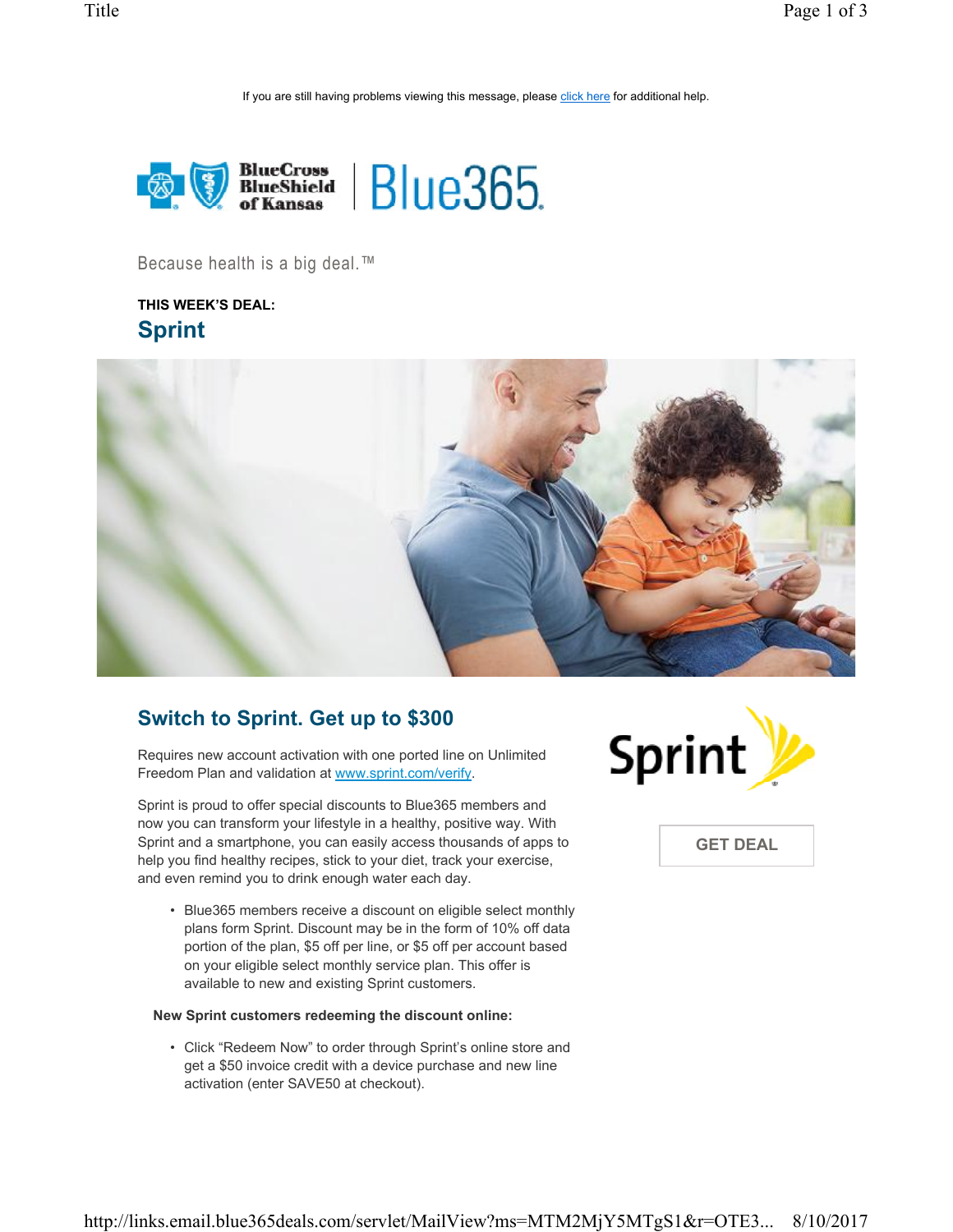If you are still having problems viewing this message, please click here for additional help.

Because health is a big deal.™

**THIS WEEK'S DEAL:**

## Sprint

## Switch to Sprint. Get up to $300

Requires new account activation with one ported line on Unlimited Freedom Plan and validation at www.sprint.com/verify.

Sprint is proud to offer special discounts to Blue365 members and now you can transform your lifestyle in a healthy, positive way. With Sprint and a smartphone, you can easily access thousands of apps to help you find healthy recipes, stick to your diet, track your exercise, and even remind you to drink enough water each day.

- Blue365 members receive a discount on eligible select monthly plans form Sprint. Discount may be in the form of 10% off data portion of the plan, $5 off per line, or $5 off per account based on your eligible select monthly service plan. This offer is available to new and existing Sprint customers.

**New Sprint customers redeeming the discount online:**

- Click "Redeem Now" to order through Sprint's online store and get a $50 invoice credit with a device purchase and new line activation (enter SAVE50 at checkout).

GET DEAL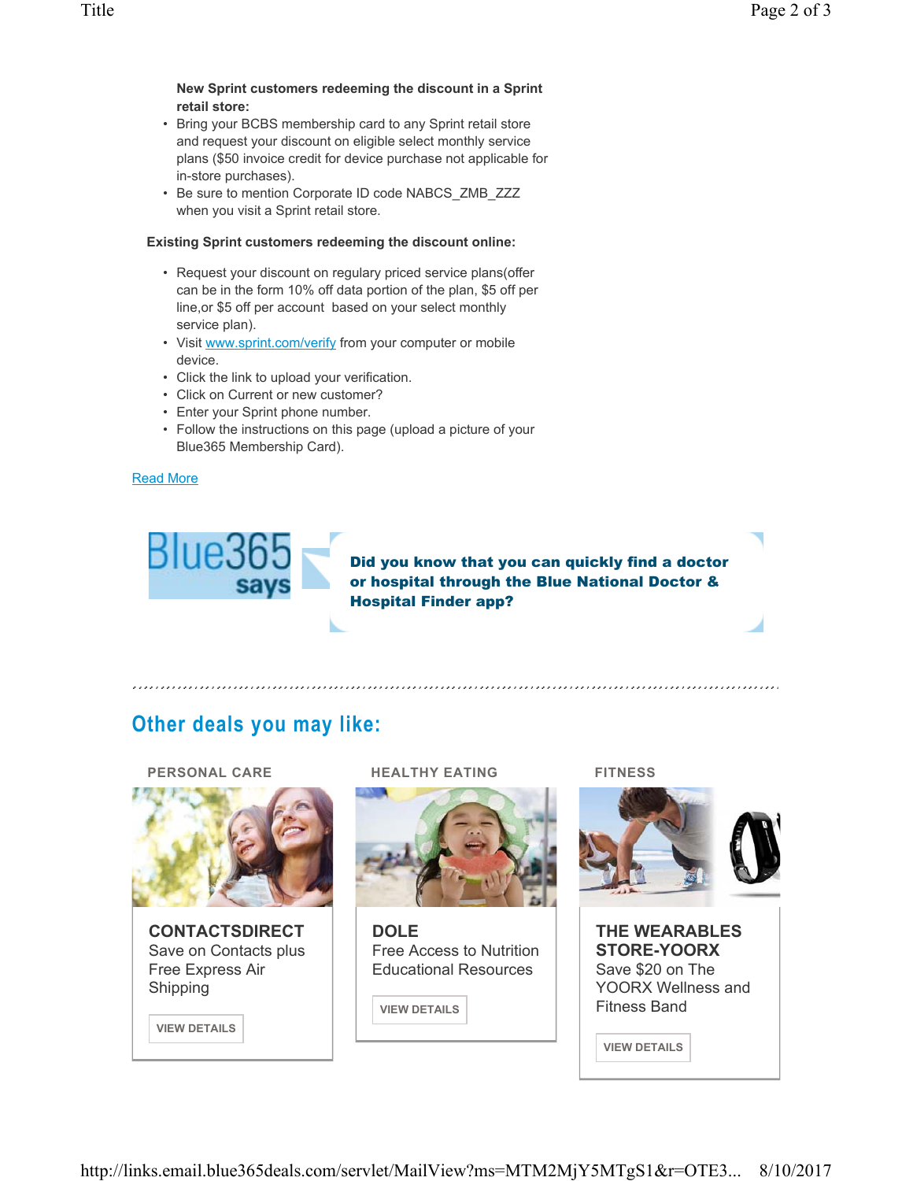**New Sprint customers redeeming the discount in a Sprint retail store:**

- Bring your BCBS membership card to any Sprint retail store and request your discount on eligible select monthly service plans ($50 invoice credit for device purchase not applicable for in-store purchases).
- Be sure to mention Corporate ID code NABCS_ZMB_ZZZ when you visit a Sprint retail store.

**Existing Sprint customers redeeming the discount online:**

- Request your discount on regulary priced service plans(offer can be in the form 10% off data portion of the plan, $5 off per line,or $5 off per account based on your select monthly service plan).
- Visit [www.sprint.com/verify](www.sprint.com/verify) from your computer or mobile device.
- Click the link to upload your verification.
- Click on Current or new customer?
- Enter your Sprint phone number.
- Follow the instructions on this page (upload a picture of your Blue365 Membership Card).

[Read More]()

Blue365 says

**Did you know that you can quickly find a doctor or hospital through the Blue National Doctor & Hospital Finder app?**

## Other deals you may like:

**PERSONAL CARE**

**CONTACTSDIRECT**
Save on Contacts plus Free Express Air Shipping

VIEW DETAILS

**HEALTHY EATING**

**DOLE**
Free Access to Nutrition Educational Resources

VIEW DETAILS

**FITNESS**

**THE WEARABLES STORE-YOORX**
Save $20 on The YOORX Wellness and Fitness Band

VIEW DETAILS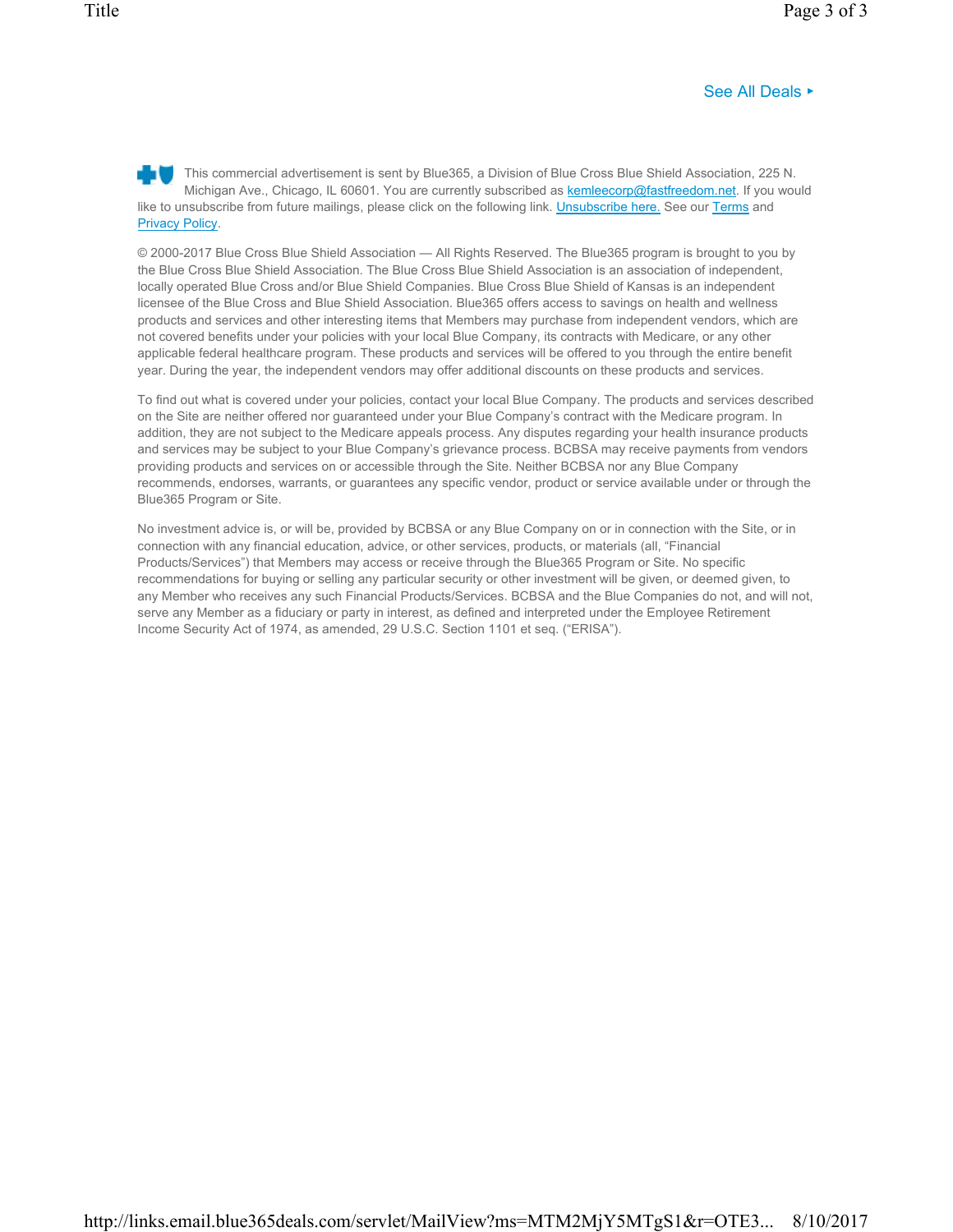See All Deals ▸

This commercial advertisement is sent by Blue365, a Division of Blue Cross Blue Shield Association, 225 N. Michigan Ave., Chicago, IL 60601. You are currently subscribed as kemleecorp@fastfreedom.net. If you would like to unsubscribe from future mailings, please click on the following link. Unsubscribe here. See our Terms and Privacy Policy.

© 2000-2017 Blue Cross Blue Shield Association — All Rights Reserved. The Blue365 program is brought to you by the Blue Cross Blue Shield Association. The Blue Cross Blue Shield Association is an association of independent, locally operated Blue Cross and/or Blue Shield Companies. Blue Cross Blue Shield of Kansas is an independent licensee of the Blue Cross and Blue Shield Association. Blue365 offers access to savings on health and wellness products and services and other interesting items that Members may purchase from independent vendors, which are not covered benefits under your policies with your local Blue Company, its contracts with Medicare, or any other applicable federal healthcare program. These products and services will be offered to you through the entire benefit year. During the year, the independent vendors may offer additional discounts on these products and services.

To find out what is covered under your policies, contact your local Blue Company. The products and services described on the Site are neither offered nor guaranteed under your Blue Company's contract with the Medicare program. In addition, they are not subject to the Medicare appeals process. Any disputes regarding your health insurance products and services may be subject to your Blue Company's grievance process. BCBSA may receive payments from vendors providing products and services on or accessible through the Site. Neither BCBSA nor any Blue Company recommends, endorses, warrants, or guarantees any specific vendor, product or service available under or through the Blue365 Program or Site.

No investment advice is, or will be, provided by BCBSA or any Blue Company on or in connection with the Site, or in connection with any financial education, advice, or other services, products, or materials (all, "Financial Products/Services") that Members may access or receive through the Blue365 Program or Site. No specific recommendations for buying or selling any particular security or other investment will be given, or deemed given, to any Member who receives any such Financial Products/Services. BCBSA and the Blue Companies do not, and will not, serve any Member as a fiduciary or party in interest, as defined and interpreted under the Employee Retirement Income Security Act of 1974, as amended, 29 U.S.C. Section 1101 et seq. ("ERISA").